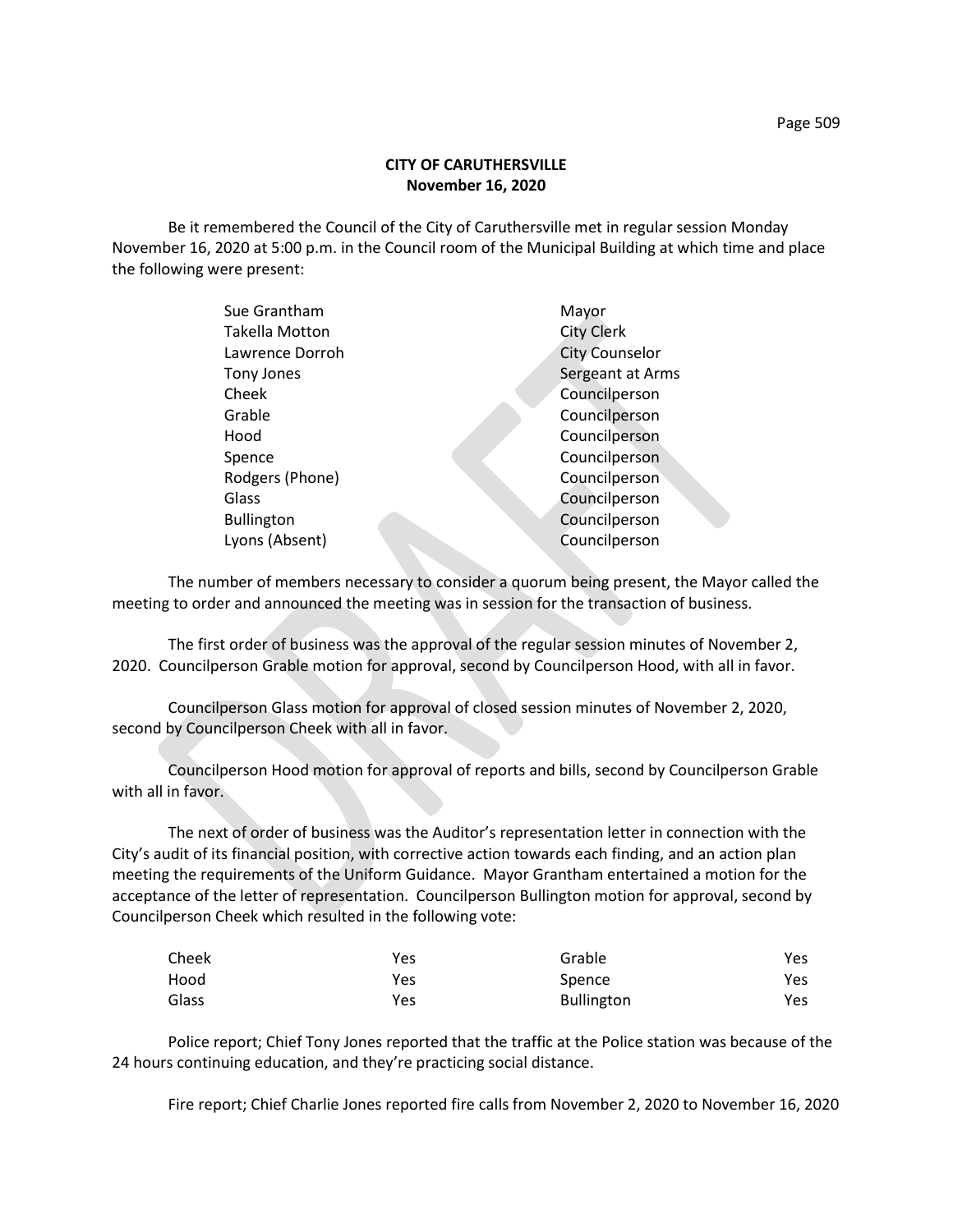**CITY OF CARUTHERSVILLE**
**November 16, 2020**

Be it remembered the Council of the City of Caruthersville met in regular session Monday November 16, 2020 at 5:00 p.m. in the Council room of the Municipal Building at which time and place the following were present:

| | |
|---|---|
| Sue Grantham | Mayor |
| Takella Motton | City Clerk |
| Lawrence Dorroh | City Counselor |
| Tony Jones | Sergeant at Arms |
| Cheek | Councilperson |
| Grable | Councilperson |
| Hood | Councilperson |
| Spence | Councilperson |
| Rodgers (Phone) | Councilperson |
| Glass | Councilperson |
| Bullington | Councilperson |
| Lyons (Absent) | Councilperson |

The number of members necessary to consider a quorum being present, the Mayor called the meeting to order and announced the meeting was in session for the transaction of business.

The first order of business was the approval of the regular session minutes of November 2, 2020. Councilperson Grable motion for approval, second by Councilperson Hood, with all in favor.

Councilperson Glass motion for approval of closed session minutes of November 2, 2020, second by Councilperson Cheek with all in favor.

Councilperson Hood motion for approval of reports and bills, second by Councilperson Grable with all in favor.

The next of order of business was the Auditor's representation letter in connection with the City's audit of its financial position, with corrective action towards each finding, and an action plan meeting the requirements of the Uniform Guidance. Mayor Grantham entertained a motion for the acceptance of the letter of representation. Councilperson Bullington motion for approval, second by Councilperson Cheek which resulted in the following vote:

| | | | |
|---|---|---|---|
| Cheek | Yes | Grable | Yes |
| Hood | Yes | Spence | Yes |
| Glass | Yes | Bullington | Yes |

Police report; Chief Tony Jones reported that the traffic at the Police station was because of the 24 hours continuing education, and they're practicing social distance.

Fire report; Chief Charlie Jones reported fire calls from November 2, 2020 to November 16, 2020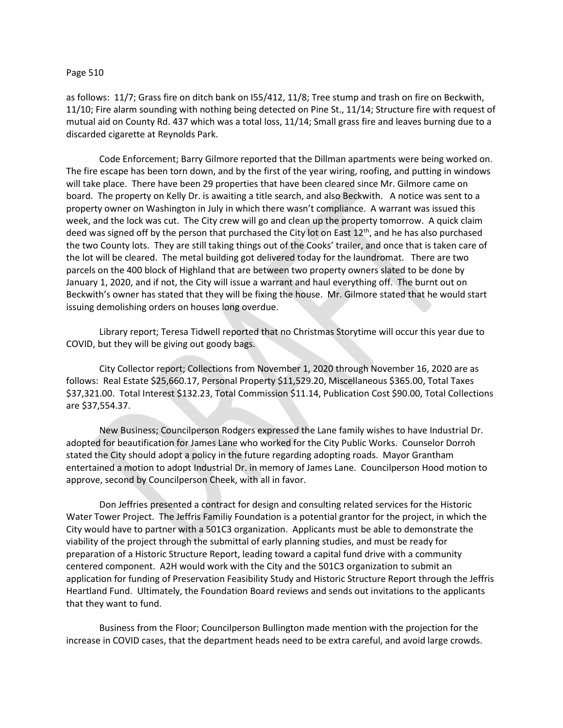as follows: 11/7; Grass fire on ditch bank on I55/412, 11/8; Tree stump and trash on fire on Beckwith, 11/10; Fire alarm sounding with nothing being detected on Pine St., 11/14; Structure fire with request of mutual aid on County Rd. 437 which was a total loss, 11/14; Small grass fire and leaves burning due to a discarded cigarette at Reynolds Park.

Code Enforcement; Barry Gilmore reported that the Dillman apartments were being worked on. The fire escape has been torn down, and by the first of the year wiring, roofing, and putting in windows will take place. There have been 29 properties that have been cleared since Mr. Gilmore came on board. The property on Kelly Dr. is awaiting a title search, and also Beckwith. A notice was sent to a property owner on Washington in July in which there wasn't compliance. A warrant was issued this week, and the lock was cut. The City crew will go and clean up the property tomorrow. A quick claim deed was signed off by the person that purchased the City lot on East 12th, and he has also purchased the two County lots. They are still taking things out of the Cooks' trailer, and once that is taken care of the lot will be cleared. The metal building got delivered today for the laundromat. There are two parcels on the 400 block of Highland that are between two property owners slated to be done by January 1, 2020, and if not, the City will issue a warrant and haul everything off. The burnt out on Beckwith's owner has stated that they will be fixing the house. Mr. Gilmore stated that he would start issuing demolishing orders on houses long overdue.

Library report; Teresa Tidwell reported that no Christmas Storytime will occur this year due to COVID, but they will be giving out goody bags.

City Collector report; Collections from November 1, 2020 through November 16, 2020 are as follows: Real Estate $25,660.17, Personal Property $11,529.20, Miscellaneous $365.00, Total Taxes $37,321.00. Total Interest $132.23, Total Commission $11.14, Publication Cost $90.00, Total Collections are $37,554.37.

New Business; Councilperson Rodgers expressed the Lane family wishes to have Industrial Dr. adopted for beautification for James Lane who worked for the City Public Works. Counselor Dorroh stated the City should adopt a policy in the future regarding adopting roads. Mayor Grantham entertained a motion to adopt Industrial Dr. in memory of James Lane. Councilperson Hood motion to approve, second by Councilperson Cheek, with all in favor.

Don Jeffries presented a contract for design and consulting related services for the Historic Water Tower Project. The Jeffris Familiy Foundation is a potential grantor for the project, in which the City would have to partner with a 501C3 organization. Applicants must be able to demonstrate the viability of the project through the submittal of early planning studies, and must be ready for preparation of a Historic Structure Report, leading toward a capital fund drive with a community centered component. A2H would work with the City and the 501C3 organization to submit an application for funding of Preservation Feasibility Study and Historic Structure Report through the Jeffris Heartland Fund. Ultimately, the Foundation Board reviews and sends out invitations to the applicants that they want to fund.

Business from the Floor; Councilperson Bullington made mention with the projection for the increase in COVID cases, that the department heads need to be extra careful, and avoid large crowds.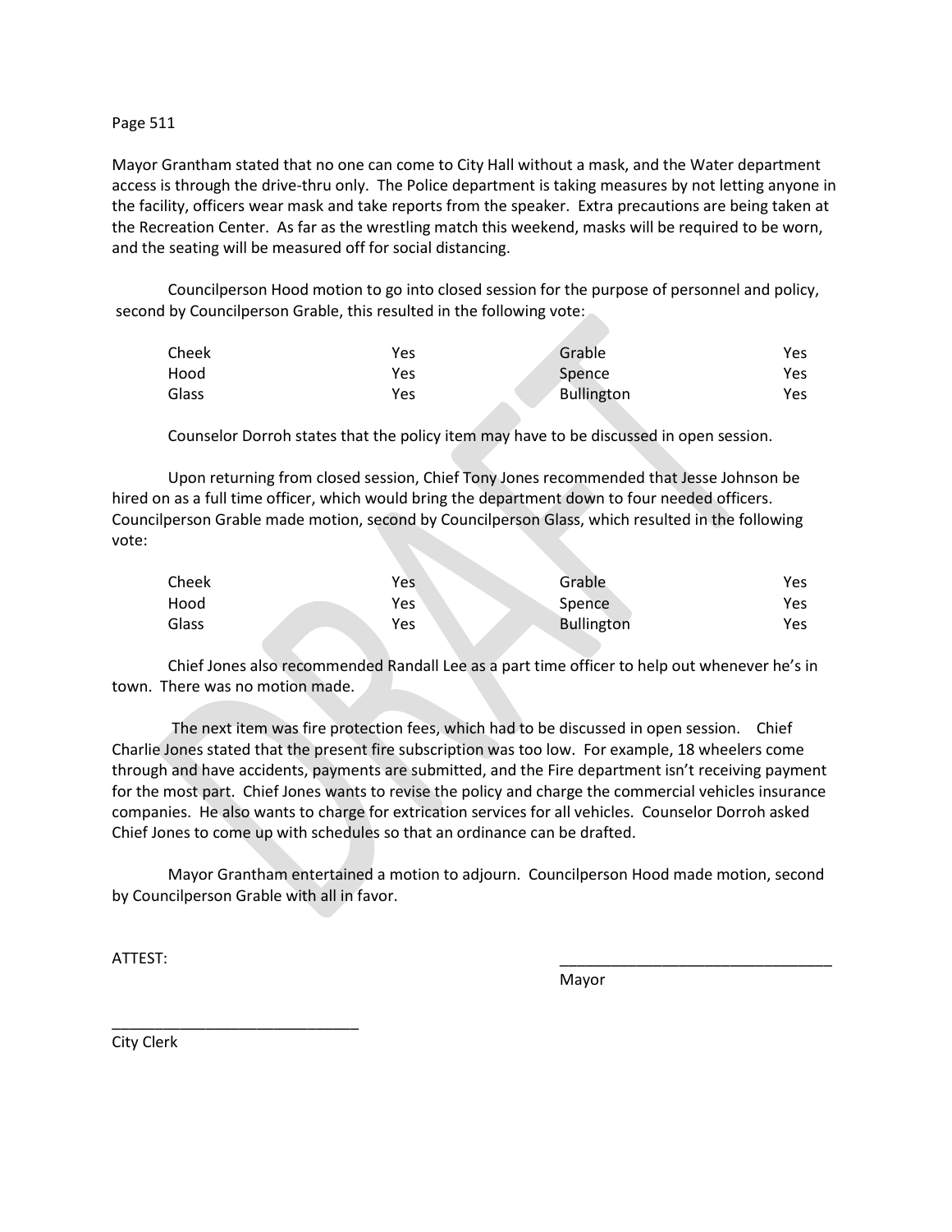Page 511

Mayor Grantham stated that no one can come to City Hall without a mask, and the Water department access is through the drive-thru only. The Police department is taking measures by not letting anyone in the facility, officers wear mask and take reports from the speaker. Extra precautions are being taken at the Recreation Center. As far as the wrestling match this weekend, masks will be required to be worn, and the seating will be measured off for social distancing.

Councilperson Hood motion to go into closed session for the purpose of personnel and policy, second by Councilperson Grable, this resulted in the following vote:

| | | | |
|---|---|---|---|
| Cheek | Yes | Grable | Yes |
| Hood | Yes | Spence | Yes |
| Glass | Yes | Bullington | Yes |

Counselor Dorroh states that the policy item may have to be discussed in open session.

Upon returning from closed session, Chief Tony Jones recommended that Jesse Johnson be hired on as a full time officer, which would bring the department down to four needed officers. Councilperson Grable made motion, second by Councilperson Glass, which resulted in the following vote:

| | | | |
|---|---|---|---|
| Cheek | Yes | Grable | Yes |
| Hood | Yes | Spence | Yes |
| Glass | Yes | Bullington | Yes |

Chief Jones also recommended Randall Lee as a part time officer to help out whenever he's in town. There was no motion made.

The next item was fire protection fees, which had to be discussed in open session. Chief Charlie Jones stated that the present fire subscription was too low. For example, 18 wheelers come through and have accidents, payments are submitted, and the Fire department isn't receiving payment for the most part. Chief Jones wants to revise the policy and charge the commercial vehicles insurance companies. He also wants to charge for extrication services for all vehicles. Counselor Dorroh asked Chief Jones to come up with schedules so that an ordinance can be drafted.

Mayor Grantham entertained a motion to adjourn. Councilperson Hood made motion, second by Councilperson Grable with all in favor.

ATTEST:

\_\_\_\_\_\_\_\_\_\_\_\_\_\_\_\_\_\_\_\_\_\_\_\_\_\_\_\_\_\_\_\_
Mayor

\_\_\_\_\_\_\_\_\_\_\_\_\_\_\_\_\_\_\_\_\_\_\_\_\_\_\_\_\_\_
City Clerk